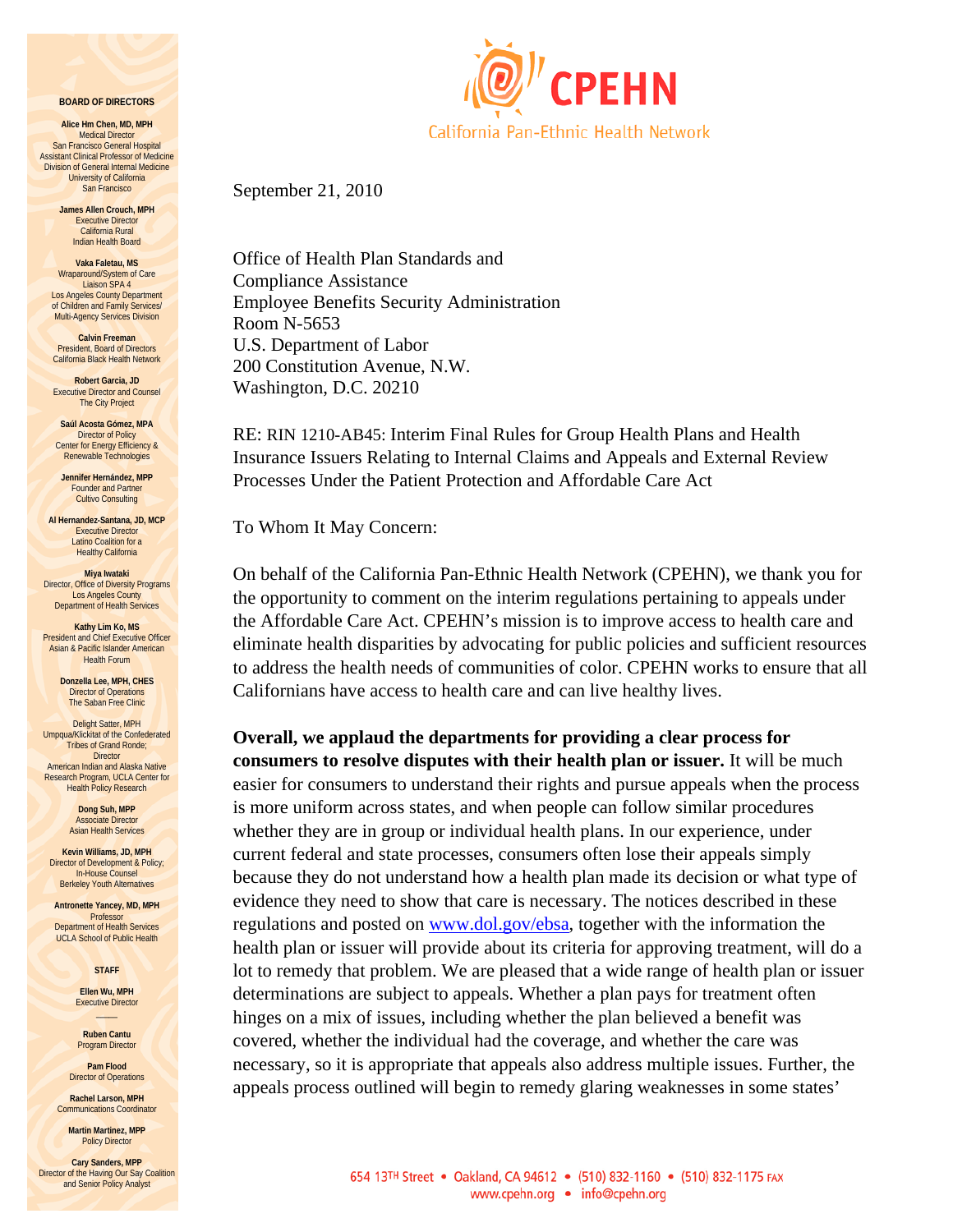# CPEHN

California Pan-Ethnic Health Network

**BOARD OF DIRECTORS**

**Alice Hm Chen, MD, MPH**
Medical Director
San Francisco General Hospital
Assistant Clinical Professor of Medicine
Division of General Internal Medicine
University of California
San Francisco

**James Allen Crouch, MPH**
Executive Director
California Rural
Indian Health Board

**Vaka Faletau, MS**
Wraparound/System of Care
Liaison SPA 4
Los Angeles County Department
of Children and Family Services/
Multi-Agency Services Division

**Calvin Freeman**
President, Board of Directors
California Black Health Network

**Robert Garcia, JD**
Executive Director and Counsel
The City Project

**Saúl Acosta Gómez, MPA**
Director of Policy
Center for Energy Efficiency &
Renewable Technologies

**Jennifer Hernández, MPP**
Founder and Partner
Cultivo Consulting

**Al Hernandez-Santana, JD, MCP**
Executive Director
Latino Coalition for a
Healthy California

**Miya Iwataki**
Director, Office of Diversity Programs
Los Angeles County
Department of Health Services

**Kathy Lim Ko, MS**
President and Chief Executive Officer
Asian & Pacific Islander American
Health Forum

**Donzella Lee, MPH, CHES**
Director of Operations
The Saban Free Clinic

Delight Satter, MPH
Umpqua/Klickitat of the Confederated
Tribes of Grand Ronde;
Director
American Indian and Alaska Native
Research Program, UCLA Center for
Health Policy Research

**Dong Suh, MPP**
Associate Director
Asian Health Services

**Kevin Williams, JD, MPH**
Director of Development & Policy;
In-House Counsel
Berkeley Youth Alternatives

**Antronette Yancey, MD, MPH**
Professor
Department of Health Services
UCLA School of Public Health

**STAFF**

**Ellen Wu, MPH**
Executive Director

**Ruben Cantu**
Program Director

**Pam Flood**
Director of Operations

**Rachel Larson, MPH**
Communications Coordinator

**Martin Martinez, MPP**
Policy Director

**Cary Sanders, MPP**
Director of the Having Our Say Coalition
and Senior Policy Analyst

September 21, 2010

Office of Health Plan Standards and
Compliance Assistance
Employee Benefits Security Administration
Room N-5653
U.S. Department of Labor
200 Constitution Avenue, N.W.
Washington, D.C. 20210

RE: RIN 1210-AB45: Interim Final Rules for Group Health Plans and Health Insurance Issuers Relating to Internal Claims and Appeals and External Review Processes Under the Patient Protection and Affordable Care Act

To Whom It May Concern:

On behalf of the California Pan-Ethnic Health Network (CPEHN), we thank you for the opportunity to comment on the interim regulations pertaining to appeals under the Affordable Care Act. CPEHN's mission is to improve access to health care and eliminate health disparities by advocating for public policies and sufficient resources to address the health needs of communities of color. CPEHN works to ensure that all Californians have access to health care and can live healthy lives.

**Overall, we applaud the departments for providing a clear process for consumers to resolve disputes with their health plan or issuer.** It will be much easier for consumers to understand their rights and pursue appeals when the process is more uniform across states, and when people can follow similar procedures whether they are in group or individual health plans. In our experience, under current federal and state processes, consumers often lose their appeals simply because they do not understand how a health plan made its decision or what type of evidence they need to show that care is necessary. The notices described in these regulations and posted on www.dol.gov/ebsa, together with the information the health plan or issuer will provide about its criteria for approving treatment, will do a lot to remedy that problem. We are pleased that a wide range of health plan or issuer determinations are subject to appeals. Whether a plan pays for treatment often hinges on a mix of issues, including whether the plan believed a benefit was covered, whether the individual had the coverage, and whether the care was necessary, so it is appropriate that appeals also address multiple issues. Further, the appeals process outlined will begin to remedy glaring weaknesses in some states'

654 13TH Street • Oakland, CA 94612 • (510) 832-1160 • (510) 832-1175 FAX
www.cpehn.org • info@cpehn.org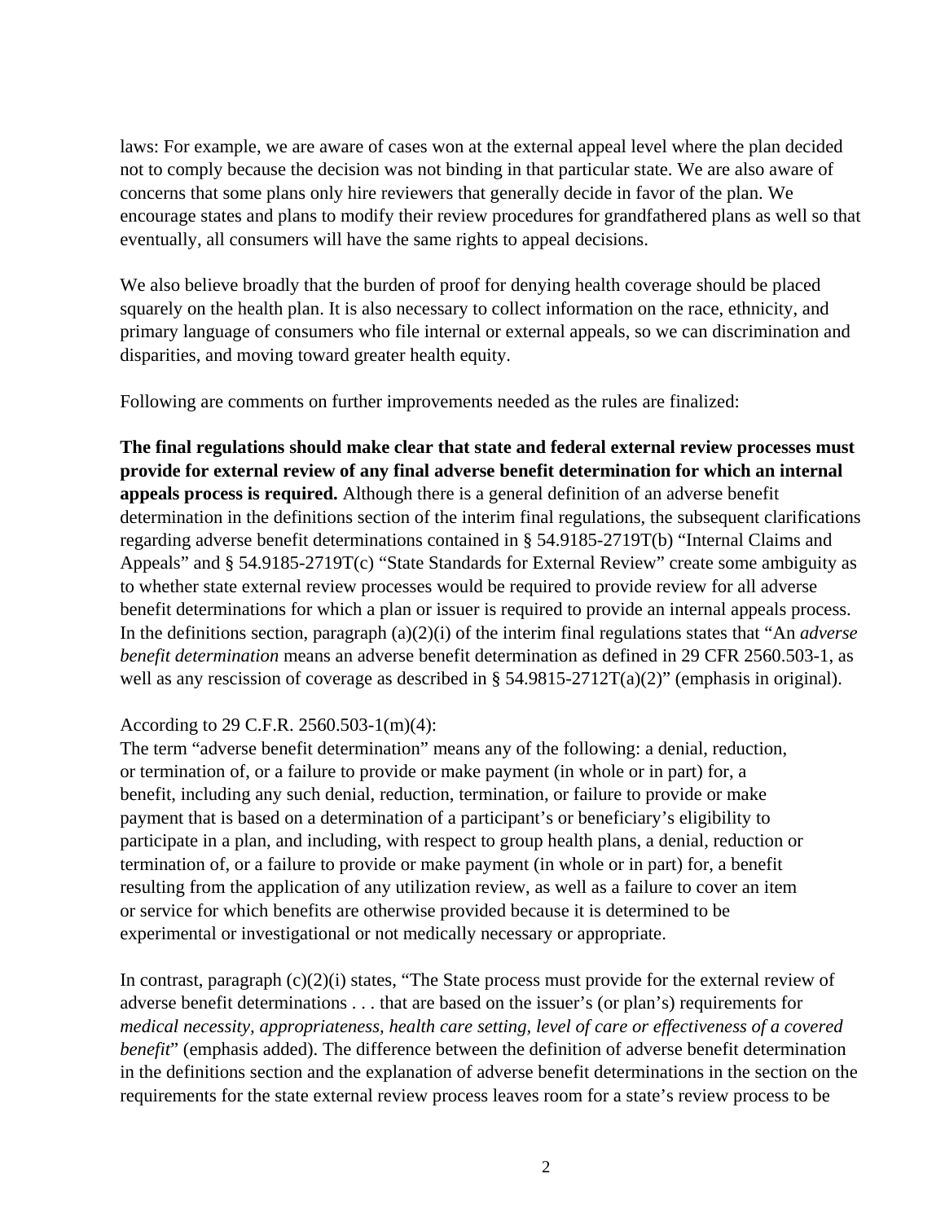laws: For example, we are aware of cases won at the external appeal level where the plan decided not to comply because the decision was not binding in that particular state. We are also aware of concerns that some plans only hire reviewers that generally decide in favor of the plan. We encourage states and plans to modify their review procedures for grandfathered plans as well so that eventually, all consumers will have the same rights to appeal decisions.

We also believe broadly that the burden of proof for denying health coverage should be placed squarely on the health plan. It is also necessary to collect information on the race, ethnicity, and primary language of consumers who file internal or external appeals, so we can discrimination and disparities, and moving toward greater health equity.

Following are comments on further improvements needed as the rules are finalized:

**The final regulations should make clear that state and federal external review processes must provide for external review of any final adverse benefit determination for which an internal appeals process is required.** Although there is a general definition of an adverse benefit determination in the definitions section of the interim final regulations, the subsequent clarifications regarding adverse benefit determinations contained in § 54.9185-2719T(b) "Internal Claims and Appeals" and § 54.9185-2719T(c) "State Standards for External Review" create some ambiguity as to whether state external review processes would be required to provide review for all adverse benefit determinations for which a plan or issuer is required to provide an internal appeals process. In the definitions section, paragraph (a)(2)(i) of the interim final regulations states that "An *adverse benefit determination* means an adverse benefit determination as defined in 29 CFR 2560.503-1, as well as any rescission of coverage as described in § 54.9815-2712T(a)(2)" (emphasis in original).

According to 29 C.F.R. 2560.503-1(m)(4):
The term "adverse benefit determination" means any of the following: a denial, reduction, or termination of, or a failure to provide or make payment (in whole or in part) for, a benefit, including any such denial, reduction, termination, or failure to provide or make payment that is based on a determination of a participant's or beneficiary's eligibility to participate in a plan, and including, with respect to group health plans, a denial, reduction or termination of, or a failure to provide or make payment (in whole or in part) for, a benefit resulting from the application of any utilization review, as well as a failure to cover an item or service for which benefits are otherwise provided because it is determined to be experimental or investigational or not medically necessary or appropriate.

In contrast, paragraph (c)(2)(i) states, "The State process must provide for the external review of adverse benefit determinations . . . that are based on the issuer's (or plan's) requirements for *medical necessity, appropriateness, health care setting, level of care or effectiveness of a covered benefit*" (emphasis added). The difference between the definition of adverse benefit determination in the definitions section and the explanation of adverse benefit determinations in the section on the requirements for the state external review process leaves room for a state's review process to be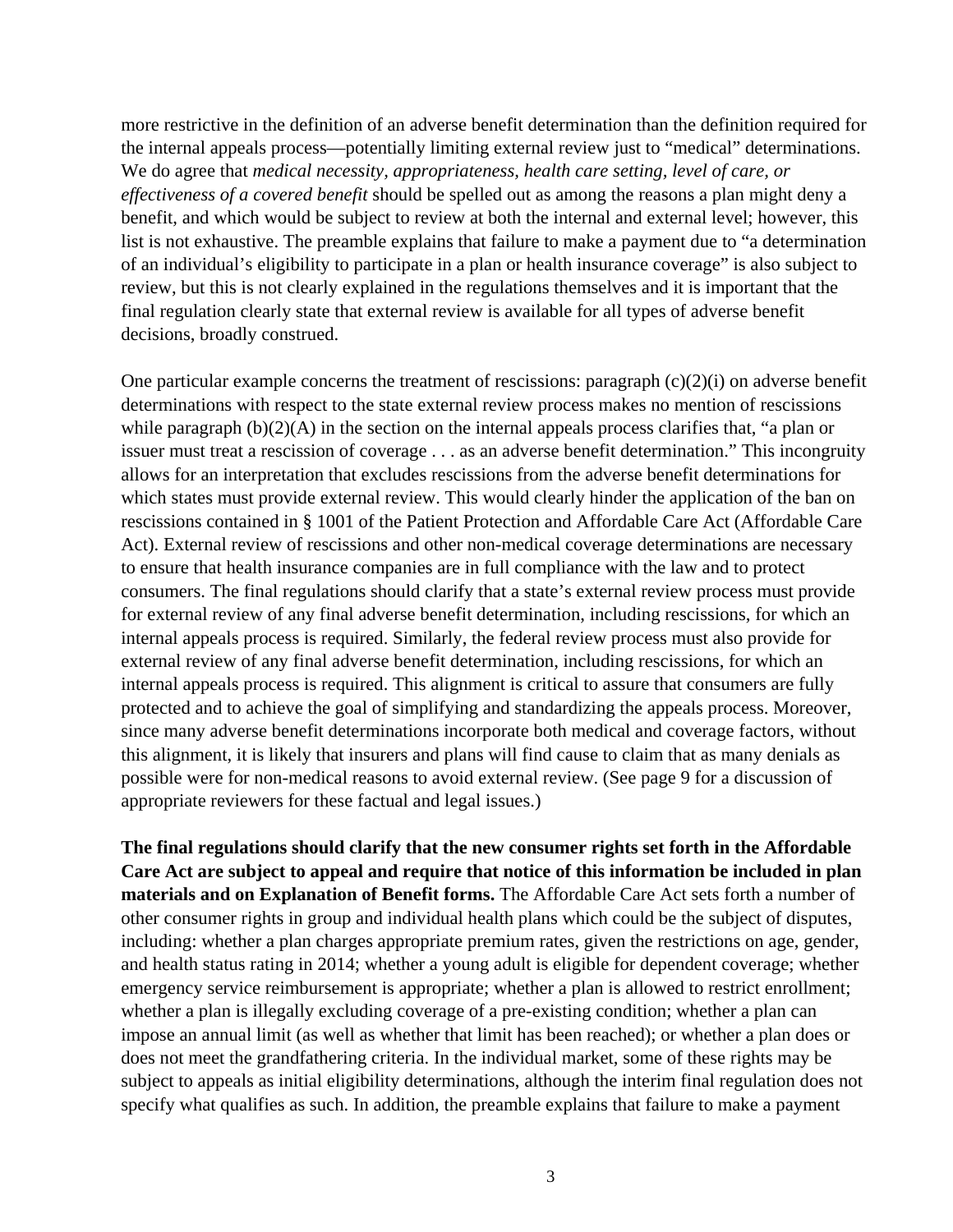more restrictive in the definition of an adverse benefit determination than the definition required for the internal appeals process—potentially limiting external review just to "medical" determinations. We do agree that *medical necessity, appropriateness, health care setting, level of care, or effectiveness of a covered benefit* should be spelled out as among the reasons a plan might deny a benefit, and which would be subject to review at both the internal and external level; however, this list is not exhaustive. The preamble explains that failure to make a payment due to "a determination of an individual's eligibility to participate in a plan or health insurance coverage" is also subject to review, but this is not clearly explained in the regulations themselves and it is important that the final regulation clearly state that external review is available for all types of adverse benefit decisions, broadly construed.

One particular example concerns the treatment of rescissions: paragraph (c)(2)(i) on adverse benefit determinations with respect to the state external review process makes no mention of rescissions while paragraph (b)(2)(A) in the section on the internal appeals process clarifies that, "a plan or issuer must treat a rescission of coverage . . . as an adverse benefit determination." This incongruity allows for an interpretation that excludes rescissions from the adverse benefit determinations for which states must provide external review. This would clearly hinder the application of the ban on rescissions contained in § 1001 of the Patient Protection and Affordable Care Act (Affordable Care Act). External review of rescissions and other non-medical coverage determinations are necessary to ensure that health insurance companies are in full compliance with the law and to protect consumers. The final regulations should clarify that a state's external review process must provide for external review of any final adverse benefit determination, including rescissions, for which an internal appeals process is required. Similarly, the federal review process must also provide for external review of any final adverse benefit determination, including rescissions, for which an internal appeals process is required. This alignment is critical to assure that consumers are fully protected and to achieve the goal of simplifying and standardizing the appeals process. Moreover, since many adverse benefit determinations incorporate both medical and coverage factors, without this alignment, it is likely that insurers and plans will find cause to claim that as many denials as possible were for non-medical reasons to avoid external review. (See page 9 for a discussion of appropriate reviewers for these factual and legal issues.)

**The final regulations should clarify that the new consumer rights set forth in the Affordable Care Act are subject to appeal and require that notice of this information be included in plan materials and on Explanation of Benefit forms.** The Affordable Care Act sets forth a number of other consumer rights in group and individual health plans which could be the subject of disputes, including: whether a plan charges appropriate premium rates, given the restrictions on age, gender, and health status rating in 2014; whether a young adult is eligible for dependent coverage; whether emergency service reimbursement is appropriate; whether a plan is allowed to restrict enrollment; whether a plan is illegally excluding coverage of a pre-existing condition; whether a plan can impose an annual limit (as well as whether that limit has been reached); or whether a plan does or does not meet the grandfathering criteria. In the individual market, some of these rights may be subject to appeals as initial eligibility determinations, although the interim final regulation does not specify what qualifies as such. In addition, the preamble explains that failure to make a payment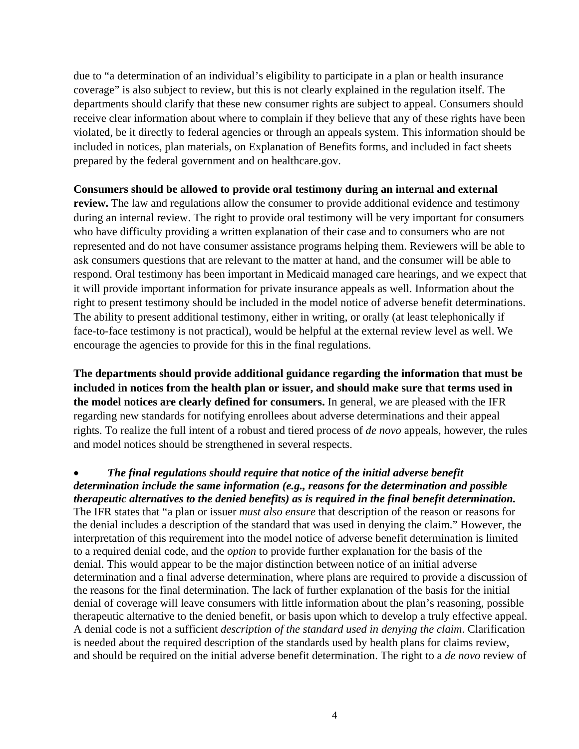due to "a determination of an individual's eligibility to participate in a plan or health insurance coverage" is also subject to review, but this is not clearly explained in the regulation itself. The departments should clarify that these new consumer rights are subject to appeal. Consumers should receive clear information about where to complain if they believe that any of these rights have been violated, be it directly to federal agencies or through an appeals system. This information should be included in notices, plan materials, on Explanation of Benefits forms, and included in fact sheets prepared by the federal government and on healthcare.gov.

**Consumers should be allowed to provide oral testimony during an internal and external review.** The law and regulations allow the consumer to provide additional evidence and testimony during an internal review. The right to provide oral testimony will be very important for consumers who have difficulty providing a written explanation of their case and to consumers who are not represented and do not have consumer assistance programs helping them. Reviewers will be able to ask consumers questions that are relevant to the matter at hand, and the consumer will be able to respond. Oral testimony has been important in Medicaid managed care hearings, and we expect that it will provide important information for private insurance appeals as well. Information about the right to present testimony should be included in the model notice of adverse benefit determinations. The ability to present additional testimony, either in writing, or orally (at least telephonically if face-to-face testimony is not practical), would be helpful at the external review level as well. We encourage the agencies to provide for this in the final regulations.

**The departments should provide additional guidance regarding the information that must be included in notices from the health plan or issuer, and should make sure that terms used in the model notices are clearly defined for consumers.** In general, we are pleased with the IFR regarding new standards for notifying enrollees about adverse determinations and their appeal rights. To realize the full intent of a robust and tiered process of *de novo* appeals, however, the rules and model notices should be strengthened in several respects.

- ***The final regulations should require that notice of the initial adverse benefit determination include the same information (e.g., reasons for the determination and possible therapeutic alternatives to the denied benefits) as is required in the final benefit determination.*** The IFR states that "a plan or issuer *must also ensure* that description of the reason or reasons for the denial includes a description of the standard that was used in denying the claim." However, the interpretation of this requirement into the model notice of adverse benefit determination is limited to a required denial code, and the *option* to provide further explanation for the basis of the denial. This would appear to be the major distinction between notice of an initial adverse determination and a final adverse determination, where plans are required to provide a discussion of the reasons for the final determination. The lack of further explanation of the basis for the initial denial of coverage will leave consumers with little information about the plan's reasoning, possible therapeutic alternative to the denied benefit, or basis upon which to develop a truly effective appeal. A denial code is not a sufficient *description of the standard used in denying the claim*. Clarification is needed about the required description of the standards used by health plans for claims review, and should be required on the initial adverse benefit determination. The right to a *de novo* review of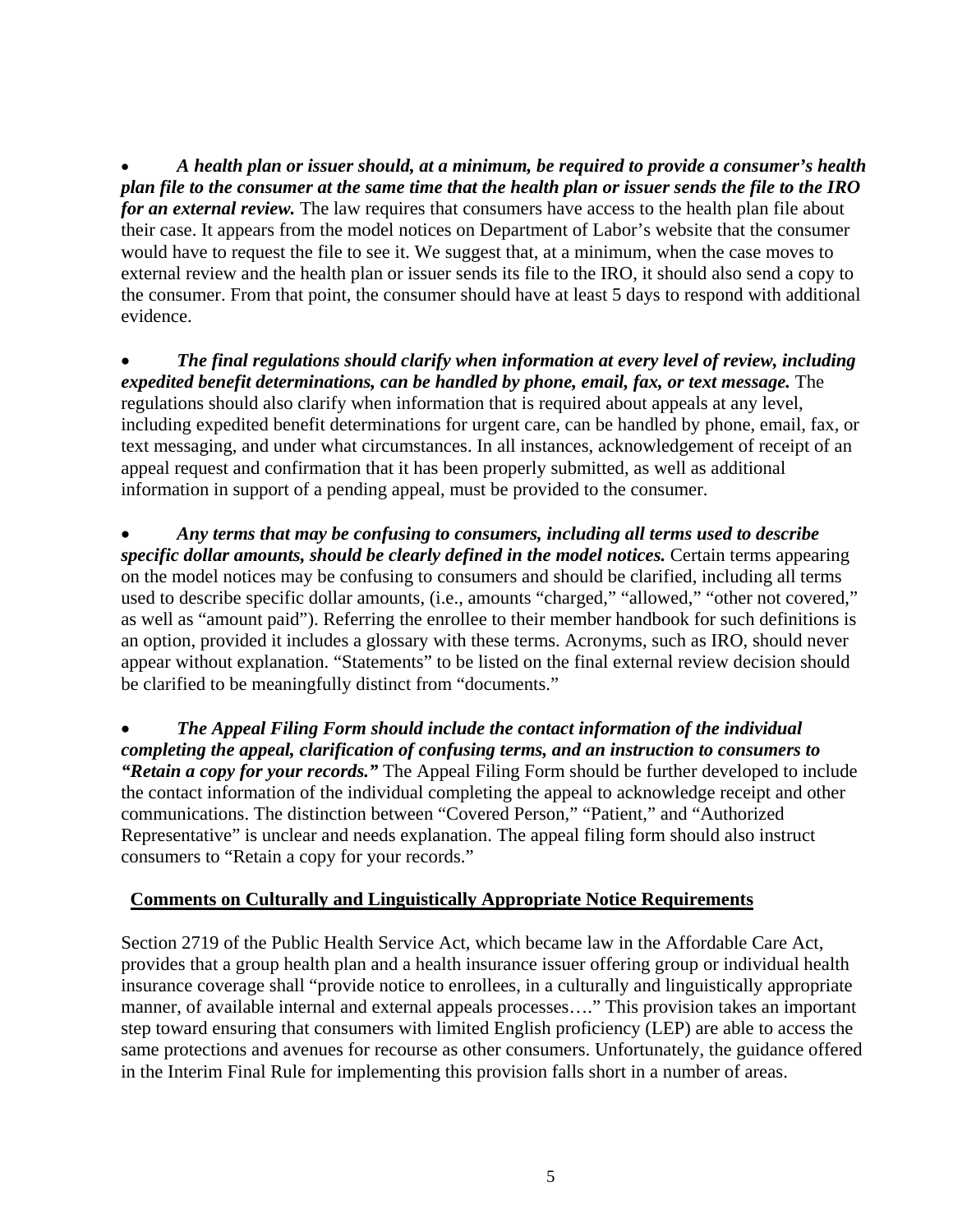- ***A health plan or issuer should, at a minimum, be required to provide a consumer's health plan file to the consumer at the same time that the health plan or issuer sends the file to the IRO for an external review.*** The law requires that consumers have access to the health plan file about their case. It appears from the model notices on Department of Labor's website that the consumer would have to request the file to see it. We suggest that, at a minimum, when the case moves to external review and the health plan or issuer sends its file to the IRO, it should also send a copy to the consumer. From that point, the consumer should have at least 5 days to respond with additional evidence.

- ***The final regulations should clarify when information at every level of review, including expedited benefit determinations, can be handled by phone, email, fax, or text message.*** The regulations should also clarify when information that is required about appeals at any level, including expedited benefit determinations for urgent care, can be handled by phone, email, fax, or text messaging, and under what circumstances. In all instances, acknowledgement of receipt of an appeal request and confirmation that it has been properly submitted, as well as additional information in support of a pending appeal, must be provided to the consumer.

- ***Any terms that may be confusing to consumers, including all terms used to describe specific dollar amounts, should be clearly defined in the model notices.*** Certain terms appearing on the model notices may be confusing to consumers and should be clarified, including all terms used to describe specific dollar amounts, (i.e., amounts "charged," "allowed," "other not covered," as well as "amount paid"). Referring the enrollee to their member handbook for such definitions is an option, provided it includes a glossary with these terms. Acronyms, such as IRO, should never appear without explanation. "Statements" to be listed on the final external review decision should be clarified to be meaningfully distinct from "documents."

- ***The Appeal Filing Form should include the contact information of the individual completing the appeal, clarification of confusing terms, and an instruction to consumers to "Retain a copy for your records."*** The Appeal Filing Form should be further developed to include the contact information of the individual completing the appeal to acknowledge receipt and other communications. The distinction between "Covered Person," "Patient," and "Authorized Representative" is unclear and needs explanation. The appeal filing form should also instruct consumers to "Retain a copy for your records."

## Comments on Culturally and Linguistically Appropriate Notice Requirements

Section 2719 of the Public Health Service Act, which became law in the Affordable Care Act, provides that a group health plan and a health insurance issuer offering group or individual health insurance coverage shall "provide notice to enrollees, in a culturally and linguistically appropriate manner, of available internal and external appeals processes…." This provision takes an important step toward ensuring that consumers with limited English proficiency (LEP) are able to access the same protections and avenues for recourse as other consumers. Unfortunately, the guidance offered in the Interim Final Rule for implementing this provision falls short in a number of areas.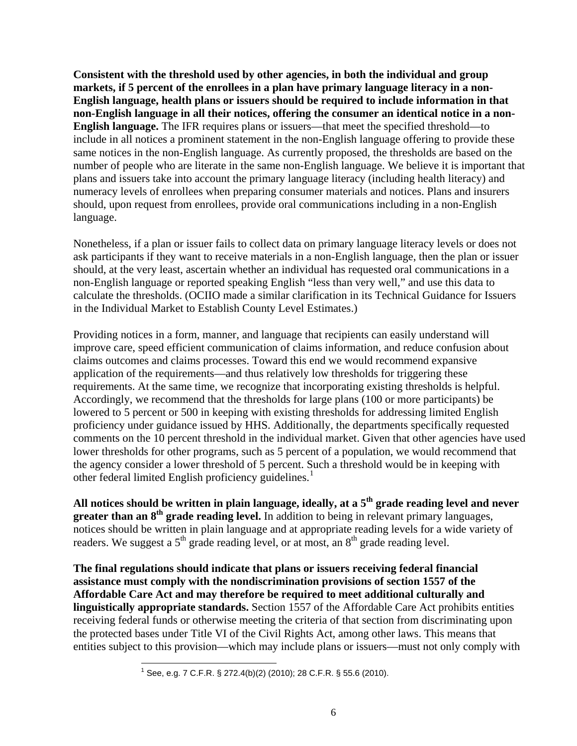**Consistent with the threshold used by other agencies, in both the individual and group markets, if 5 percent of the enrollees in a plan have primary language literacy in a non-English language, health plans or issuers should be required to include information in that non-English language in all their notices, offering the consumer an identical notice in a non-English language.** The IFR requires plans or issuers—that meet the specified threshold—to include in all notices a prominent statement in the non-English language offering to provide these same notices in the non-English language. As currently proposed, the thresholds are based on the number of people who are literate in the same non-English language. We believe it is important that plans and issuers take into account the primary language literacy (including health literacy) and numeracy levels of enrollees when preparing consumer materials and notices. Plans and insurers should, upon request from enrollees, provide oral communications including in a non-English language.

Nonetheless, if a plan or issuer fails to collect data on primary language literacy levels or does not ask participants if they want to receive materials in a non-English language, then the plan or issuer should, at the very least, ascertain whether an individual has requested oral communications in a non-English language or reported speaking English "less than very well," and use this data to calculate the thresholds. (OCIIO made a similar clarification in its Technical Guidance for Issuers in the Individual Market to Establish County Level Estimates.)

Providing notices in a form, manner, and language that recipients can easily understand will improve care, speed efficient communication of claims information, and reduce confusion about claims outcomes and claims processes. Toward this end we would recommend expansive application of the requirements—and thus relatively low thresholds for triggering these requirements. At the same time, we recognize that incorporating existing thresholds is helpful. Accordingly, we recommend that the thresholds for large plans (100 or more participants) be lowered to 5 percent or 500 in keeping with existing thresholds for addressing limited English proficiency under guidance issued by HHS. Additionally, the departments specifically requested comments on the 10 percent threshold in the individual market. Given that other agencies have used lower thresholds for other programs, such as 5 percent of a population, we would recommend that the agency consider a lower threshold of 5 percent. Such a threshold would be in keeping with other federal limited English proficiency guidelines.[1]

**All notices should be written in plain language, ideally, at a 5th grade reading level and never greater than an 8th grade reading level.** In addition to being in relevant primary languages, notices should be written in plain language and at appropriate reading levels for a wide variety of readers. We suggest a 5th grade reading level, or at most, an 8th grade reading level.

**The final regulations should indicate that plans or issuers receiving federal financial assistance must comply with the nondiscrimination provisions of section 1557 of the Affordable Care Act and may therefore be required to meet additional culturally and linguistically appropriate standards.** Section 1557 of the Affordable Care Act prohibits entities receiving federal funds or otherwise meeting the criteria of that section from discriminating upon the protected bases under Title VI of the Civil Rights Act, among other laws. This means that entities subject to this provision—which may include plans or issuers—must not only comply with

---

[1] See, e.g. 7 C.F.R. § 272.4(b)(2) (2010); 28 C.F.R. § 55.6 (2010).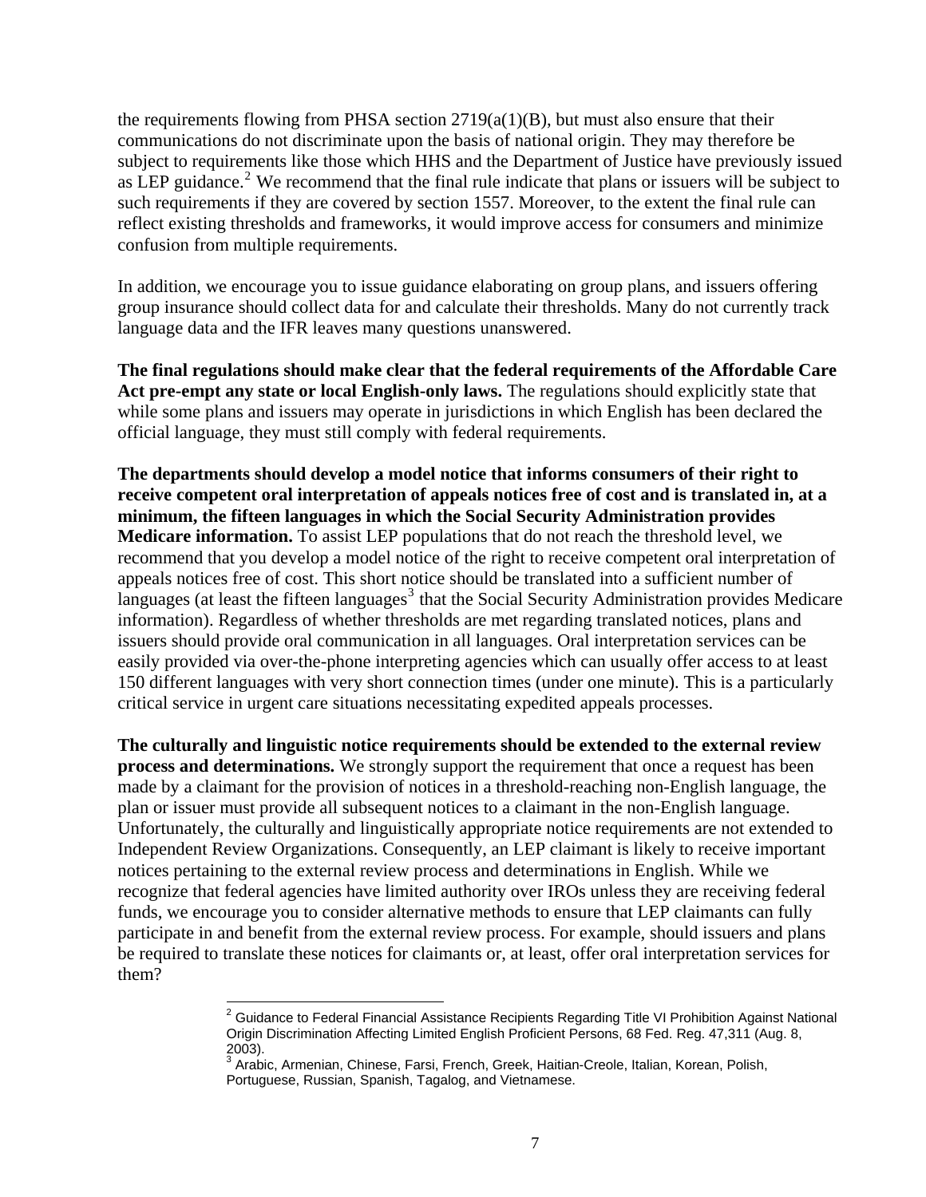the requirements flowing from PHSA section 2719(a(1)(B), but must also ensure that their communications do not discriminate upon the basis of national origin. They may therefore be subject to requirements like those which HHS and the Department of Justice have previously issued as LEP guidance.[2] We recommend that the final rule indicate that plans or issuers will be subject to such requirements if they are covered by section 1557. Moreover, to the extent the final rule can reflect existing thresholds and frameworks, it would improve access for consumers and minimize confusion from multiple requirements.

In addition, we encourage you to issue guidance elaborating on group plans, and issuers offering group insurance should collect data for and calculate their thresholds. Many do not currently track language data and the IFR leaves many questions unanswered.

**The final regulations should make clear that the federal requirements of the Affordable Care Act pre-empt any state or local English-only laws.** The regulations should explicitly state that while some plans and issuers may operate in jurisdictions in which English has been declared the official language, they must still comply with federal requirements.

**The departments should develop a model notice that informs consumers of their right to receive competent oral interpretation of appeals notices free of cost and is translated in, at a minimum, the fifteen languages in which the Social Security Administration provides Medicare information.** To assist LEP populations that do not reach the threshold level, we recommend that you develop a model notice of the right to receive competent oral interpretation of appeals notices free of cost. This short notice should be translated into a sufficient number of languages (at least the fifteen languages[3] that the Social Security Administration provides Medicare information). Regardless of whether thresholds are met regarding translated notices, plans and issuers should provide oral communication in all languages. Oral interpretation services can be easily provided via over-the-phone interpreting agencies which can usually offer access to at least 150 different languages with very short connection times (under one minute). This is a particularly critical service in urgent care situations necessitating expedited appeals processes.

**The culturally and linguistic notice requirements should be extended to the external review process and determinations.** We strongly support the requirement that once a request has been made by a claimant for the provision of notices in a threshold-reaching non-English language, the plan or issuer must provide all subsequent notices to a claimant in the non-English language. Unfortunately, the culturally and linguistically appropriate notice requirements are not extended to Independent Review Organizations. Consequently, an LEP claimant is likely to receive important notices pertaining to the external review process and determinations in English. While we recognize that federal agencies have limited authority over IROs unless they are receiving federal funds, we encourage you to consider alternative methods to ensure that LEP claimants can fully participate in and benefit from the external review process. For example, should issuers and plans be required to translate these notices for claimants or, at least, offer oral interpretation services for them?

---

[2] Guidance to Federal Financial Assistance Recipients Regarding Title VI Prohibition Against National Origin Discrimination Affecting Limited English Proficient Persons, 68 Fed. Reg. 47,311 (Aug. 8, 2003).

[3] Arabic, Armenian, Chinese, Farsi, French, Greek, Haitian-Creole, Italian, Korean, Polish, Portuguese, Russian, Spanish, Tagalog, and Vietnamese.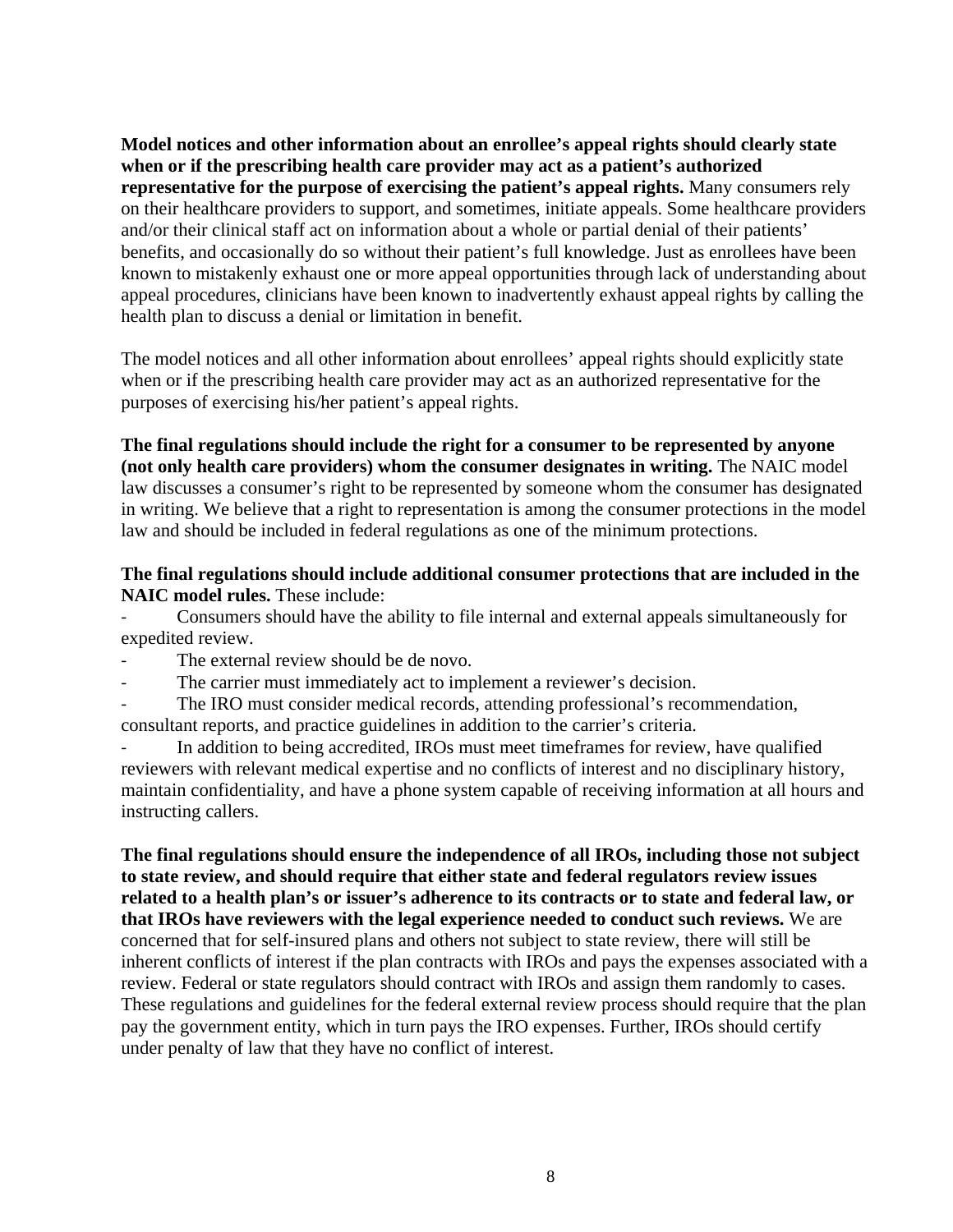**Model notices and other information about an enrollee's appeal rights should clearly state when or if the prescribing health care provider may act as a patient's authorized representative for the purpose of exercising the patient's appeal rights.** Many consumers rely on their healthcare providers to support, and sometimes, initiate appeals. Some healthcare providers and/or their clinical staff act on information about a whole or partial denial of their patients' benefits, and occasionally do so without their patient's full knowledge. Just as enrollees have been known to mistakenly exhaust one or more appeal opportunities through lack of understanding about appeal procedures, clinicians have been known to inadvertently exhaust appeal rights by calling the health plan to discuss a denial or limitation in benefit.

The model notices and all other information about enrollees' appeal rights should explicitly state when or if the prescribing health care provider may act as an authorized representative for the purposes of exercising his/her patient's appeal rights.

**The final regulations should include the right for a consumer to be represented by anyone (not only health care providers) whom the consumer designates in writing.** The NAIC model law discusses a consumer's right to be represented by someone whom the consumer has designated in writing. We believe that a right to representation is among the consumer protections in the model law and should be included in federal regulations as one of the minimum protections.

**The final regulations should include additional consumer protections that are included in the NAIC model rules.** These include:

- Consumers should have the ability to file internal and external appeals simultaneously for expedited review.
- The external review should be de novo.
- The carrier must immediately act to implement a reviewer's decision.
- The IRO must consider medical records, attending professional's recommendation, consultant reports, and practice guidelines in addition to the carrier's criteria.
- In addition to being accredited, IROs must meet timeframes for review, have qualified reviewers with relevant medical expertise and no conflicts of interest and no disciplinary history, maintain confidentiality, and have a phone system capable of receiving information at all hours and instructing callers.

**The final regulations should ensure the independence of all IROs, including those not subject to state review, and should require that either state and federal regulators review issues related to a health plan's or issuer's adherence to its contracts or to state and federal law, or that IROs have reviewers with the legal experience needed to conduct such reviews.** We are concerned that for self-insured plans and others not subject to state review, there will still be inherent conflicts of interest if the plan contracts with IROs and pays the expenses associated with a review. Federal or state regulators should contract with IROs and assign them randomly to cases. These regulations and guidelines for the federal external review process should require that the plan pay the government entity, which in turn pays the IRO expenses. Further, IROs should certify under penalty of law that they have no conflict of interest.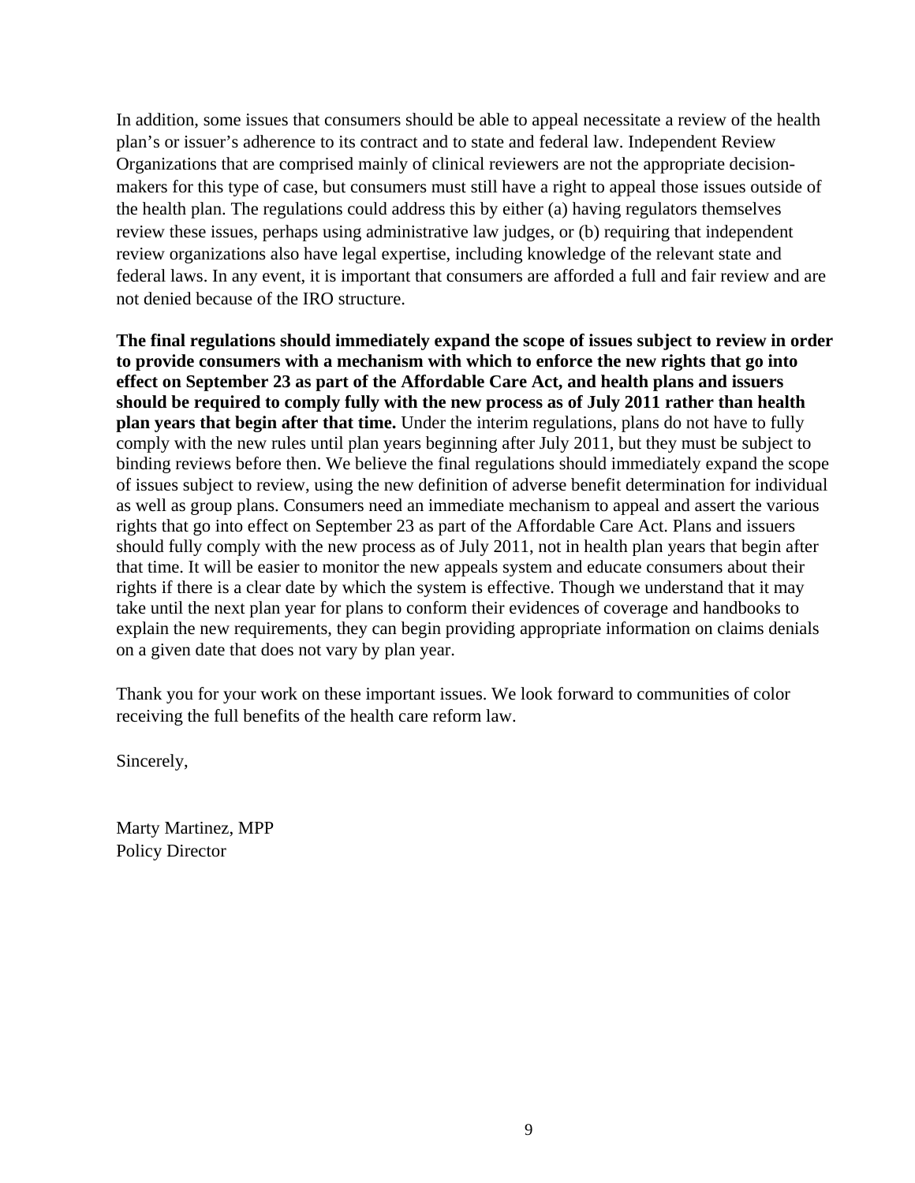In addition, some issues that consumers should be able to appeal necessitate a review of the health plan's or issuer's adherence to its contract and to state and federal law. Independent Review Organizations that are comprised mainly of clinical reviewers are not the appropriate decision-makers for this type of case, but consumers must still have a right to appeal those issues outside of the health plan. The regulations could address this by either (a) having regulators themselves review these issues, perhaps using administrative law judges, or (b) requiring that independent review organizations also have legal expertise, including knowledge of the relevant state and federal laws. In any event, it is important that consumers are afforded a full and fair review and are not denied because of the IRO structure.

**The final regulations should immediately expand the scope of issues subject to review in order to provide consumers with a mechanism with which to enforce the new rights that go into effect on September 23 as part of the Affordable Care Act, and health plans and issuers should be required to comply fully with the new process as of July 2011 rather than health plan years that begin after that time.** Under the interim regulations, plans do not have to fully comply with the new rules until plan years beginning after July 2011, but they must be subject to binding reviews before then. We believe the final regulations should immediately expand the scope of issues subject to review, using the new definition of adverse benefit determination for individual as well as group plans. Consumers need an immediate mechanism to appeal and assert the various rights that go into effect on September 23 as part of the Affordable Care Act. Plans and issuers should fully comply with the new process as of July 2011, not in health plan years that begin after that time. It will be easier to monitor the new appeals system and educate consumers about their rights if there is a clear date by which the system is effective. Though we understand that it may take until the next plan year for plans to conform their evidences of coverage and handbooks to explain the new requirements, they can begin providing appropriate information on claims denials on a given date that does not vary by plan year.

Thank you for your work on these important issues. We look forward to communities of color receiving the full benefits of the health care reform law.

Sincerely,

Marty Martinez, MPP
Policy Director